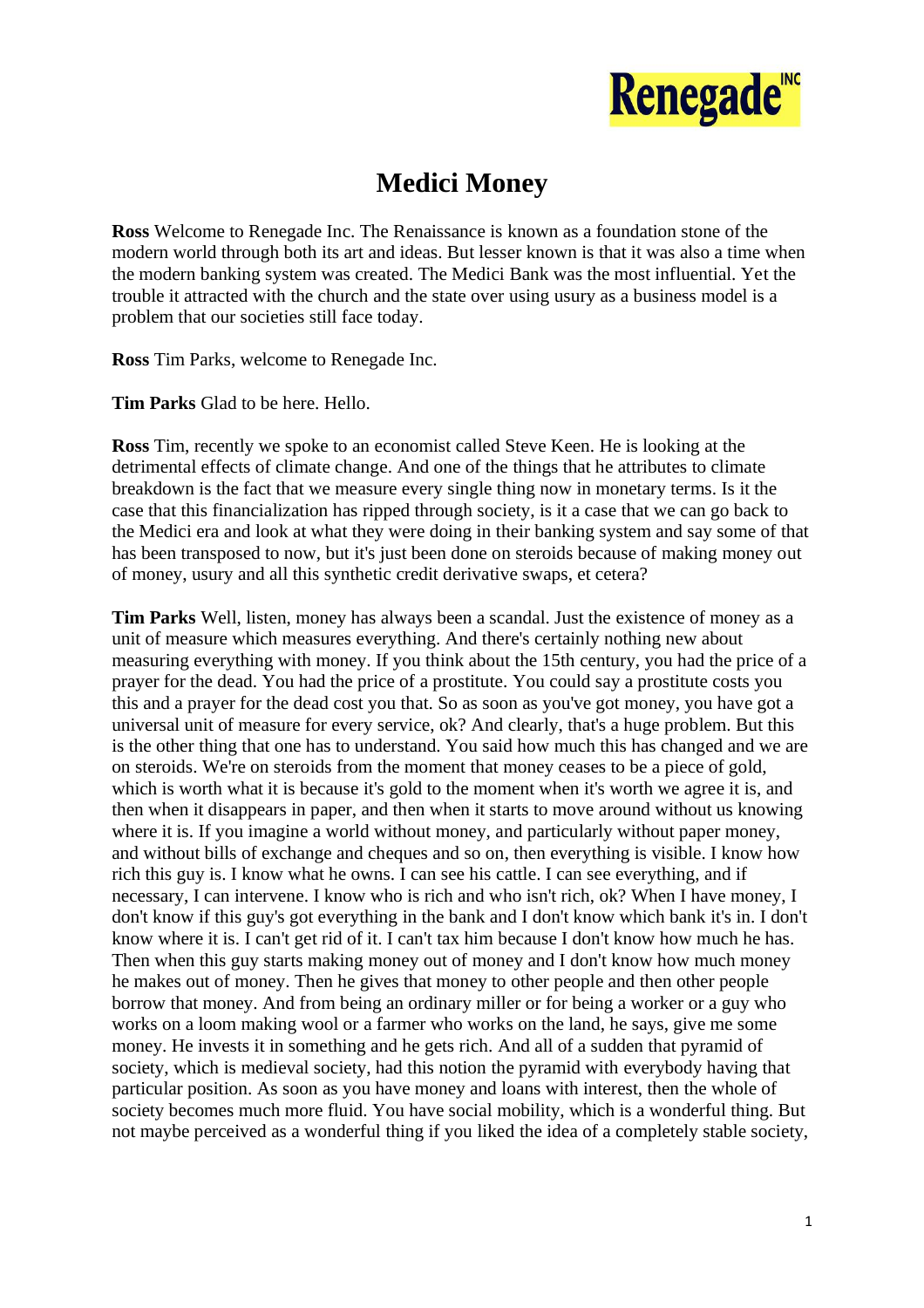# Medici Money

**Ross** Welcome to Renegade Inc. The Renaissance is known as a foundation stone of the modern world through both its art and ideas. But lesser known is that it was also a time when the modern banking system was created. The Medici Bank was the most influential. Yet the trouble it attracted with the church and the state over using usury as a business model is a problem that our societies still face today.

**Ross** Tim Parks, welcome to Renegade Inc.

**Tim Parks** Glad to be here. Hello.

**Ross** Tim, recently we spoke to an economist called Steve Keen. He is looking at the detrimental effects of climate change. And one of the things that he attributes to climate breakdown is the fact that we measure every single thing now in monetary terms. Is it the case that this financialization has ripped through society, is it a case that we can go back to the Medici era and look at what they were doing in their banking system and say some of that has been transposed to now, but it's just been done on steroids because of making money out of money, usury and all this synthetic credit derivative swaps, et cetera?

**Tim Parks** Well, listen, money has always been a scandal. Just the existence of money as a unit of measure which measures everything. And there's certainly nothing new about measuring everything with money. If you think about the 15th century, you had the price of a prayer for the dead. You had the price of a prostitute. You could say a prostitute costs you this and a prayer for the dead cost you that. So as soon as you've got money, you have got a universal unit of measure for every service, ok? And clearly, that's a huge problem. But this is the other thing that one has to understand. You said how much this has changed and we are on steroids. We're on steroids from the moment that money ceases to be a piece of gold, which is worth what it is because it's gold to the moment when it's worth we agree it is, and then when it disappears in paper, and then when it starts to move around without us knowing where it is. If you imagine a world without money, and particularly without paper money, and without bills of exchange and cheques and so on, then everything is visible. I know how rich this guy is. I know what he owns. I can see his cattle. I can see everything, and if necessary, I can intervene. I know who is rich and who isn't rich, ok? When I have money, I don't know if this guy's got everything in the bank and I don't know which bank it's in. I don't know where it is. I can't get rid of it. I can't tax him because I don't know how much he has. Then when this guy starts making money out of money and I don't know how much money he makes out of money. Then he gives that money to other people and then other people borrow that money. And from being an ordinary miller or for being a worker or a guy who works on a loom making wool or a farmer who works on the land, he says, give me some money. He invests it in something and he gets rich. And all of a sudden that pyramid of society, which is medieval society, had this notion the pyramid with everybody having that particular position. As soon as you have money and loans with interest, then the whole of society becomes much more fluid. You have social mobility, which is a wonderful thing. But not maybe perceived as a wonderful thing if you liked the idea of a completely stable society,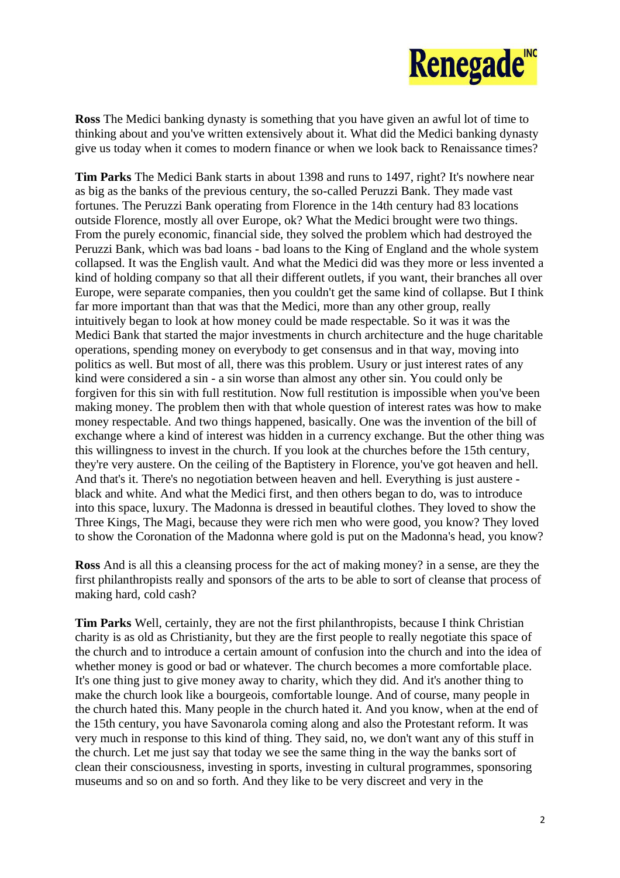**Ross** The Medici banking dynasty is something that you have given an awful lot of time to thinking about and you've written extensively about it. What did the Medici banking dynasty give us today when it comes to modern finance or when we look back to Renaissance times?

**Tim Parks** The Medici Bank starts in about 1398 and runs to 1497, right? It's nowhere near as big as the banks of the previous century, the so-called Peruzzi Bank. They made vast fortunes. The Peruzzi Bank operating from Florence in the 14th century had 83 locations outside Florence, mostly all over Europe, ok? What the Medici brought were two things. From the purely economic, financial side, they solved the problem which had destroyed the Peruzzi Bank, which was bad loans - bad loans to the King of England and the whole system collapsed. It was the English vault. And what the Medici did was they more or less invented a kind of holding company so that all their different outlets, if you want, their branches all over Europe, were separate companies, then you couldn't get the same kind of collapse. But I think far more important than that was that the Medici, more than any other group, really intuitively began to look at how money could be made respectable. So it was it was the Medici Bank that started the major investments in church architecture and the huge charitable operations, spending money on everybody to get consensus and in that way, moving into politics as well. But most of all, there was this problem. Usury or just interest rates of any kind were considered a sin - a sin worse than almost any other sin. You could only be forgiven for this sin with full restitution. Now full restitution is impossible when you've been making money. The problem then with that whole question of interest rates was how to make money respectable. And two things happened, basically. One was the invention of the bill of exchange where a kind of interest was hidden in a currency exchange. But the other thing was this willingness to invest in the church. If you look at the churches before the 15th century, they're very austere. On the ceiling of the Baptistery in Florence, you've got heaven and hell. And that's it. There's no negotiation between heaven and hell. Everything is just austere - black and white. And what the Medici first, and then others began to do, was to introduce into this space, luxury. The Madonna is dressed in beautiful clothes. They loved to show the Three Kings, The Magi, because they were rich men who were good, you know? They loved to show the Coronation of the Madonna where gold is put on the Madonna's head, you know?

**Ross** And is all this a cleansing process for the act of making money? in a sense, are they the first philanthropists really and sponsors of the arts to be able to sort of cleanse that process of making hard, cold cash?

**Tim Parks** Well, certainly, they are not the first philanthropists, because I think Christian charity is as old as Christianity, but they are the first people to really negotiate this space of the church and to introduce a certain amount of confusion into the church and into the idea of whether money is good or bad or whatever. The church becomes a more comfortable place. It's one thing just to give money away to charity, which they did. And it's another thing to make the church look like a bourgeois, comfortable lounge. And of course, many people in the church hated this. Many people in the church hated it. And you know, when at the end of the 15th century, you have Savonarola coming along and also the Protestant reform. It was very much in response to this kind of thing. They said, no, we don't want any of this stuff in the church. Let me just say that today we see the same thing in the way the banks sort of clean their consciousness, investing in sports, investing in cultural programmes, sponsoring museums and so on and so forth. And they like to be very discreet and very in the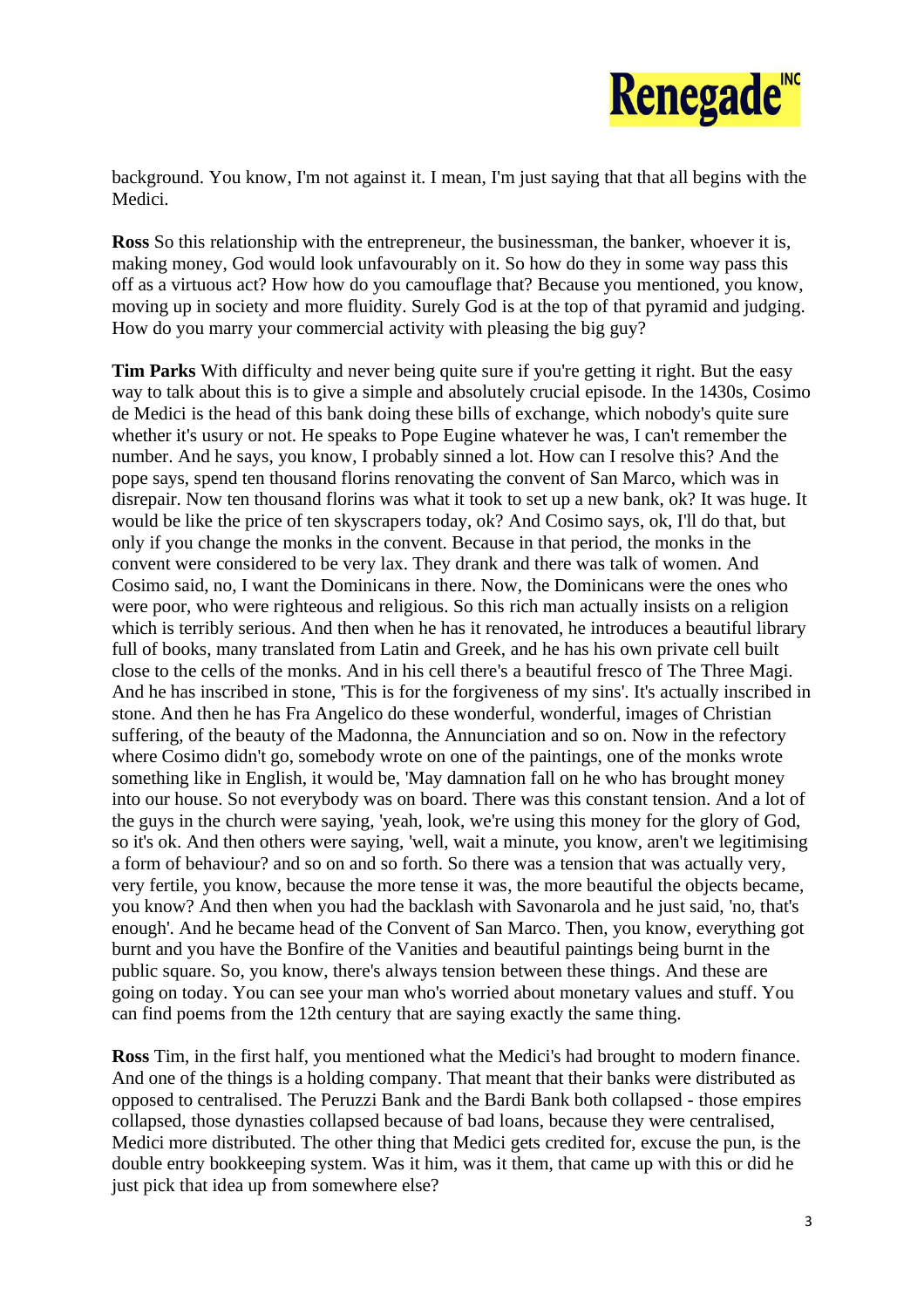background. You know, I'm not against it. I mean, I'm just saying that that all begins with the Medici.

**Ross** So this relationship with the entrepreneur, the businessman, the banker, whoever it is, making money, God would look unfavourably on it. So how do they in some way pass this off as a virtuous act? How how do you camouflage that? Because you mentioned, you know, moving up in society and more fluidity. Surely God is at the top of that pyramid and judging. How do you marry your commercial activity with pleasing the big guy?

**Tim Parks** With difficulty and never being quite sure if you're getting it right. But the easy way to talk about this is to give a simple and absolutely crucial episode. In the 1430s, Cosimo de Medici is the head of this bank doing these bills of exchange, which nobody's quite sure whether it's usury or not. He speaks to Pope Eugine whatever he was, I can't remember the number. And he says, you know, I probably sinned a lot. How can I resolve this? And the pope says, spend ten thousand florins renovating the convent of San Marco, which was in disrepair. Now ten thousand florins was what it took to set up a new bank, ok? It was huge. It would be like the price of ten skyscrapers today, ok? And Cosimo says, ok, I'll do that, but only if you change the monks in the convent. Because in that period, the monks in the convent were considered to be very lax. They drank and there was talk of women. And Cosimo said, no, I want the Dominicans in there. Now, the Dominicans were the ones who were poor, who were righteous and religious. So this rich man actually insists on a religion which is terribly serious. And then when he has it renovated, he introduces a beautiful library full of books, many translated from Latin and Greek, and he has his own private cell built close to the cells of the monks. And in his cell there's a beautiful fresco of The Three Magi. And he has inscribed in stone, 'This is for the forgiveness of my sins'. It's actually inscribed in stone. And then he has Fra Angelico do these wonderful, wonderful, images of Christian suffering, of the beauty of the Madonna, the Annunciation and so on. Now in the refectory where Cosimo didn't go, somebody wrote on one of the paintings, one of the monks wrote something like in English, it would be, 'May damnation fall on he who has brought money into our house. So not everybody was on board. There was this constant tension. And a lot of the guys in the church were saying, 'yeah, look, we're using this money for the glory of God, so it's ok. And then others were saying, 'well, wait a minute, you know, aren't we legitimising a form of behaviour? and so on and so forth. So there was a tension that was actually very, very fertile, you know, because the more tense it was, the more beautiful the objects became, you know? And then when you had the backlash with Savonarola and he just said, 'no, that's enough'. And he became head of the Convent of San Marco. Then, you know, everything got burnt and you have the Bonfire of the Vanities and beautiful paintings being burnt in the public square. So, you know, there's always tension between these things. And these are going on today. You can see your man who's worried about monetary values and stuff. You can find poems from the 12th century that are saying exactly the same thing.

**Ross** Tim, in the first half, you mentioned what the Medici's had brought to modern finance. And one of the things is a holding company. That meant that their banks were distributed as opposed to centralised. The Peruzzi Bank and the Bardi Bank both collapsed - those empires collapsed, those dynasties collapsed because of bad loans, because they were centralised, Medici more distributed. The other thing that Medici gets credited for, excuse the pun, is the double entry bookkeeping system. Was it him, was it them, that came up with this or did he just pick that idea up from somewhere else?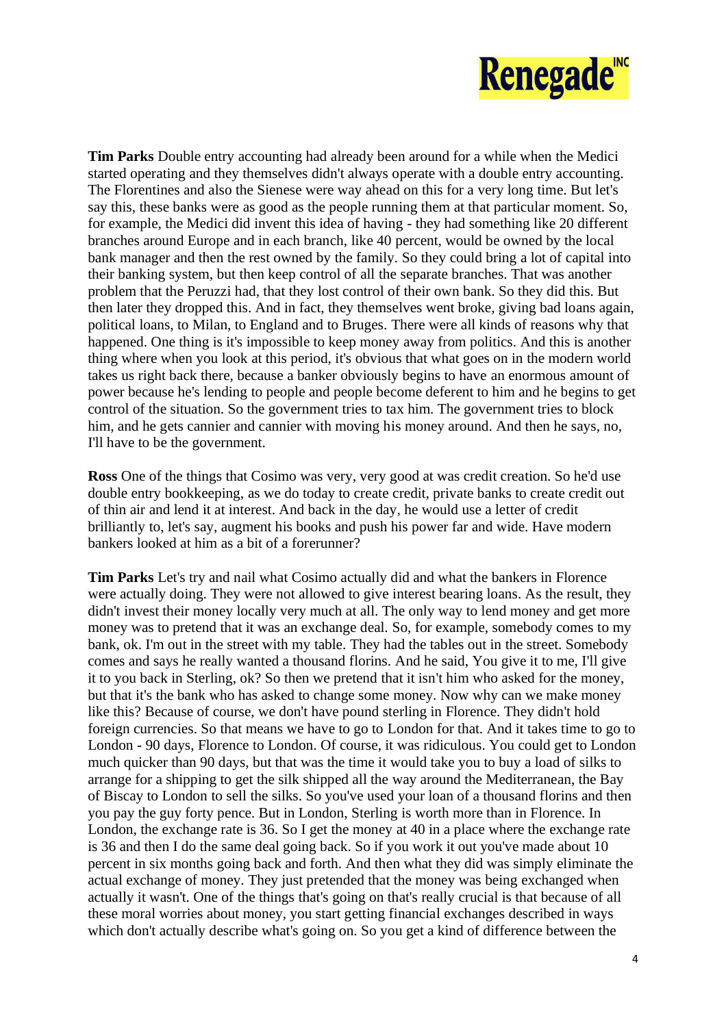**Tim Parks** Double entry accounting had already been around for a while when the Medici started operating and they themselves didn't always operate with a double entry accounting. The Florentines and also the Sienese were way ahead on this for a very long time. But let's say this, these banks were as good as the people running them at that particular moment. So, for example, the Medici did invent this idea of having - they had something like 20 different branches around Europe and in each branch, like 40 percent, would be owned by the local bank manager and then the rest owned by the family. So they could bring a lot of capital into their banking system, but then keep control of all the separate branches. That was another problem that the Peruzzi had, that they lost control of their own bank. So they did this. But then later they dropped this. And in fact, they themselves went broke, giving bad loans again, political loans, to Milan, to England and to Bruges. There were all kinds of reasons why that happened. One thing is it's impossible to keep money away from politics. And this is another thing where when you look at this period, it's obvious that what goes on in the modern world takes us right back there, because a banker obviously begins to have an enormous amount of power because he's lending to people and people become deferent to him and he begins to get control of the situation. So the government tries to tax him. The government tries to block him, and he gets cannier and cannier with moving his money around. And then he says, no, I'll have to be the government.

**Ross** One of the things that Cosimo was very, very good at was credit creation. So he'd use double entry bookkeeping, as we do today to create credit, private banks to create credit out of thin air and lend it at interest. And back in the day, he would use a letter of credit brilliantly to, let's say, augment his books and push his power far and wide. Have modern bankers looked at him as a bit of a forerunner?

**Tim Parks** Let's try and nail what Cosimo actually did and what the bankers in Florence were actually doing. They were not allowed to give interest bearing loans. As the result, they didn't invest their money locally very much at all. The only way to lend money and get more money was to pretend that it was an exchange deal. So, for example, somebody comes to my bank, ok. I'm out in the street with my table. They had the tables out in the street. Somebody comes and says he really wanted a thousand florins. And he said, You give it to me, I'll give it to you back in Sterling, ok? So then we pretend that it isn't him who asked for the money, but that it's the bank who has asked to change some money. Now why can we make money like this? Because of course, we don't have pound sterling in Florence. They didn't hold foreign currencies. So that means we have to go to London for that. And it takes time to go to London - 90 days, Florence to London. Of course, it was ridiculous. You could get to London much quicker than 90 days, but that was the time it would take you to buy a load of silks to arrange for a shipping to get the silk shipped all the way around the Mediterranean, the Bay of Biscay to London to sell the silks. So you've used your loan of a thousand florins and then you pay the guy forty pence. But in London, Sterling is worth more than in Florence. In London, the exchange rate is 36. So I get the money at 40 in a place where the exchange rate is 36 and then I do the same deal going back. So if you work it out you've made about 10 percent in six months going back and forth. And then what they did was simply eliminate the actual exchange of money. They just pretended that the money was being exchanged when actually it wasn't. One of the things that's going on that's really crucial is that because of all these moral worries about money, you start getting financial exchanges described in ways which don't actually describe what's going on. So you get a kind of difference between the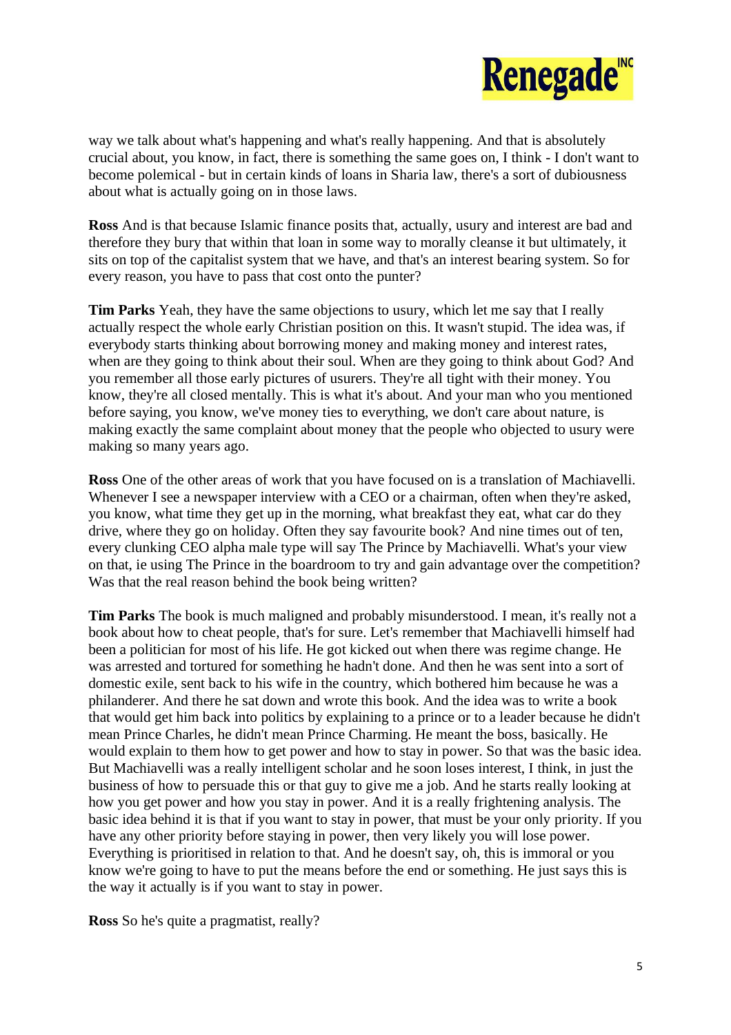way we talk about what's happening and what's really happening. And that is absolutely crucial about, you know, in fact, there is something the same goes on, I think - I don't want to become polemical - but in certain kinds of loans in Sharia law, there's a sort of dubiousness about what is actually going on in those laws.

**Ross** And is that because Islamic finance posits that, actually, usury and interest are bad and therefore they bury that within that loan in some way to morally cleanse it but ultimately, it sits on top of the capitalist system that we have, and that's an interest bearing system. So for every reason, you have to pass that cost onto the punter?

**Tim Parks** Yeah, they have the same objections to usury, which let me say that I really actually respect the whole early Christian position on this. It wasn't stupid. The idea was, if everybody starts thinking about borrowing money and making money and interest rates, when are they going to think about their soul. When are they going to think about God? And you remember all those early pictures of usurers. They're all tight with their money. You know, they're all closed mentally. This is what it's about. And your man who you mentioned before saying, you know, we've money ties to everything, we don't care about nature, is making exactly the same complaint about money that the people who objected to usury were making so many years ago.

**Ross** One of the other areas of work that you have focused on is a translation of Machiavelli. Whenever I see a newspaper interview with a CEO or a chairman, often when they're asked, you know, what time they get up in the morning, what breakfast they eat, what car do they drive, where they go on holiday. Often they say favourite book? And nine times out of ten, every clunking CEO alpha male type will say The Prince by Machiavelli. What's your view on that, ie using The Prince in the boardroom to try and gain advantage over the competition? Was that the real reason behind the book being written?

**Tim Parks** The book is much maligned and probably misunderstood. I mean, it's really not a book about how to cheat people, that's for sure. Let's remember that Machiavelli himself had been a politician for most of his life. He got kicked out when there was regime change. He was arrested and tortured for something he hadn't done. And then he was sent into a sort of domestic exile, sent back to his wife in the country, which bothered him because he was a philanderer. And there he sat down and wrote this book. And the idea was to write a book that would get him back into politics by explaining to a prince or to a leader because he didn't mean Prince Charles, he didn't mean Prince Charming. He meant the boss, basically. He would explain to them how to get power and how to stay in power. So that was the basic idea. But Machiavelli was a really intelligent scholar and he soon loses interest, I think, in just the business of how to persuade this or that guy to give me a job. And he starts really looking at how you get power and how you stay in power. And it is a really frightening analysis. The basic idea behind it is that if you want to stay in power, that must be your only priority. If you have any other priority before staying in power, then very likely you will lose power. Everything is prioritised in relation to that. And he doesn't say, oh, this is immoral or you know we're going to have to put the means before the end or something. He just says this is the way it actually is if you want to stay in power.

**Ross** So he's quite a pragmatist, really?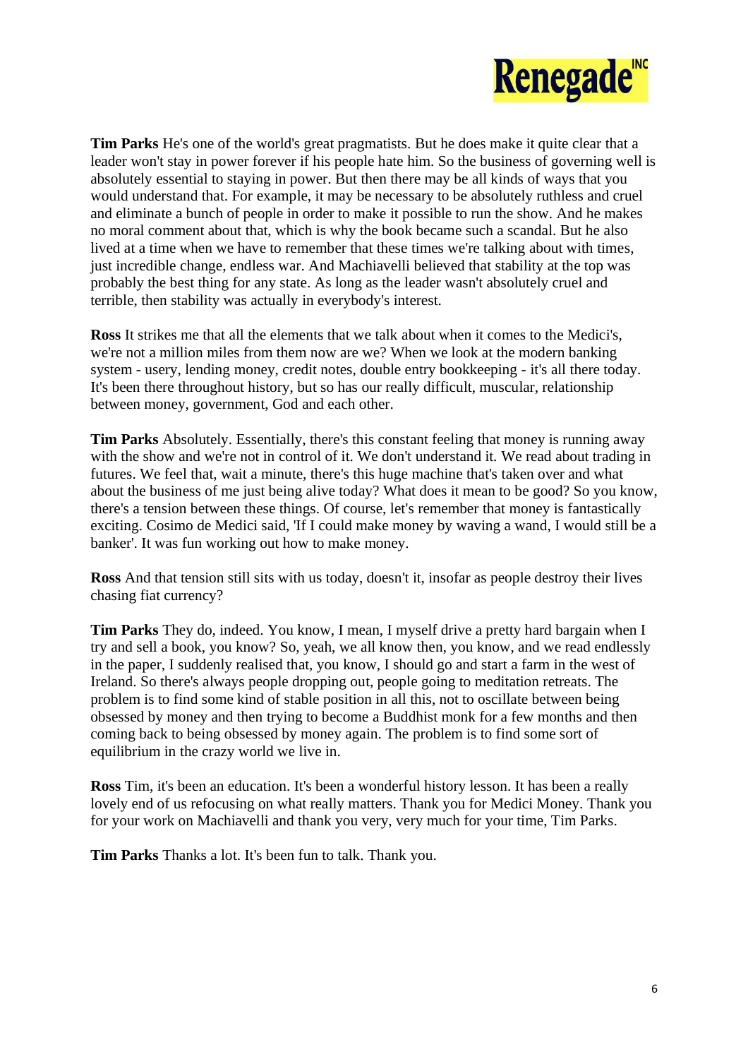**Tim Parks** He's one of the world's great pragmatists. But he does make it quite clear that a leader won't stay in power forever if his people hate him. So the business of governing well is absolutely essential to staying in power. But then there may be all kinds of ways that you would understand that. For example, it may be necessary to be absolutely ruthless and cruel and eliminate a bunch of people in order to make it possible to run the show. And he makes no moral comment about that, which is why the book became such a scandal. But he also lived at a time when we have to remember that these times we're talking about with times, just incredible change, endless war. And Machiavelli believed that stability at the top was probably the best thing for any state. As long as the leader wasn't absolutely cruel and terrible, then stability was actually in everybody's interest.

**Ross** It strikes me that all the elements that we talk about when it comes to the Medici's, we're not a million miles from them now are we? When we look at the modern banking system - usery, lending money, credit notes, double entry bookkeeping - it's all there today. It's been there throughout history, but so has our really difficult, muscular, relationship between money, government, God and each other.

**Tim Parks** Absolutely. Essentially, there's this constant feeling that money is running away with the show and we're not in control of it. We don't understand it. We read about trading in futures. We feel that, wait a minute, there's this huge machine that's taken over and what about the business of me just being alive today? What does it mean to be good? So you know, there's a tension between these things. Of course, let's remember that money is fantastically exciting. Cosimo de Medici said, 'If I could make money by waving a wand, I would still be a banker'. It was fun working out how to make money.

**Ross** And that tension still sits with us today, doesn't it, insofar as people destroy their lives chasing fiat currency?

**Tim Parks** They do, indeed. You know, I mean, I myself drive a pretty hard bargain when I try and sell a book, you know? So, yeah, we all know then, you know, and we read endlessly in the paper, I suddenly realised that, you know, I should go and start a farm in the west of Ireland. So there's always people dropping out, people going to meditation retreats. The problem is to find some kind of stable position in all this, not to oscillate between being obsessed by money and then trying to become a Buddhist monk for a few months and then coming back to being obsessed by money again. The problem is to find some sort of equilibrium in the crazy world we live in.

**Ross** Tim, it's been an education. It's been a wonderful history lesson. It has been a really lovely end of us refocusing on what really matters. Thank you for Medici Money. Thank you for your work on Machiavelli and thank you very, very much for your time, Tim Parks.

**Tim Parks** Thanks a lot. It's been fun to talk. Thank you.